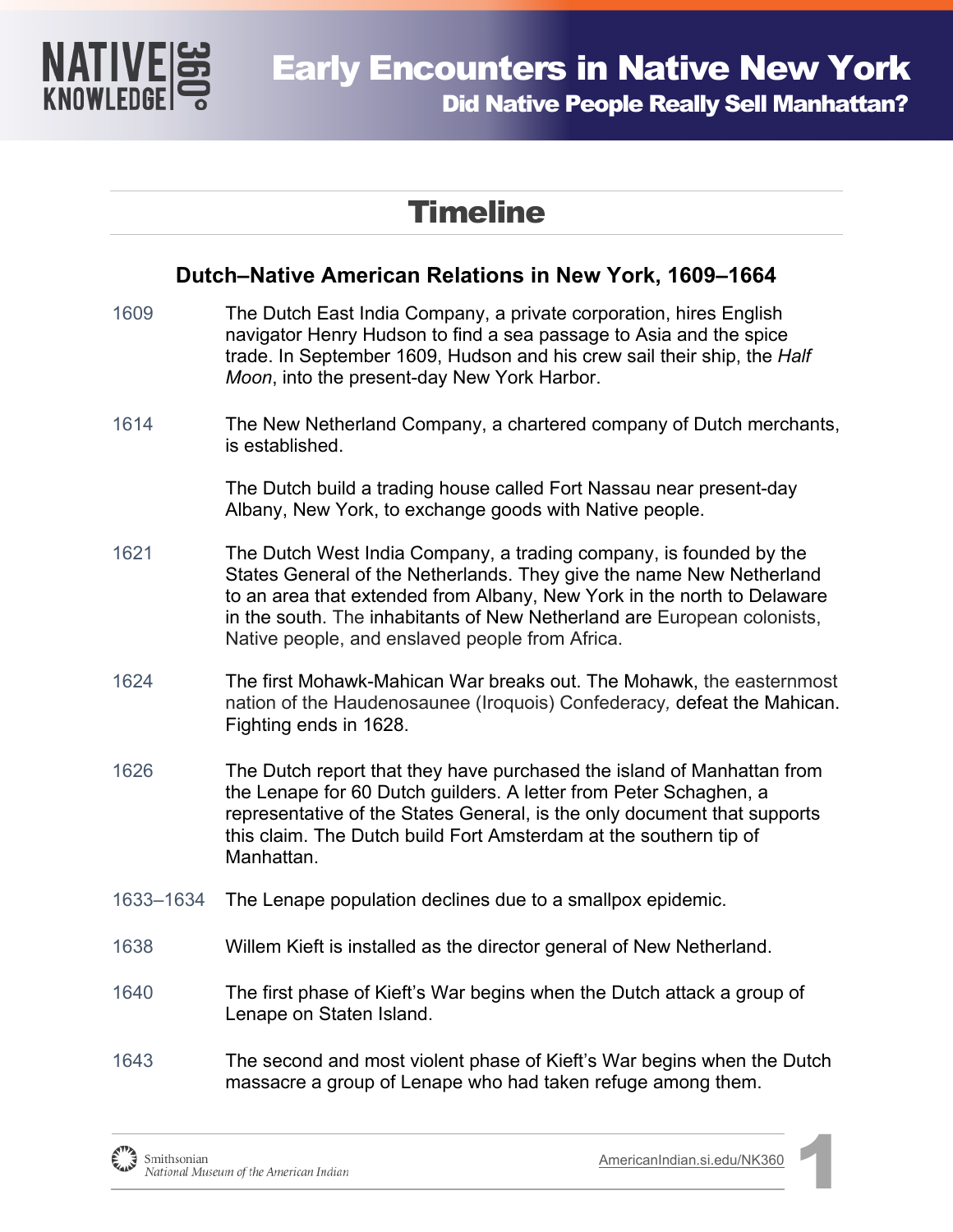# Early Encounters in Native New York

## Did Native People Really Sell Manhattan?

## Timeline

### Dutch–Native American Relations in New York, 1609–1664

| | |
|---|---|
| 1609 | The Dutch East India Company, a private corporation, hires English navigator Henry Hudson to find a sea passage to Asia and the spice trade. In September 1609, Hudson and his crew sail their ship, the *Half Moon*, into the present-day New York Harbor. |
| 1614 | The New Netherland Company, a chartered company of Dutch merchants, is established. |
| | The Dutch build a trading house called Fort Nassau near present-day Albany, New York, to exchange goods with Native people. |
| 1621 | The Dutch West India Company, a trading company, is founded by the States General of the Netherlands. They give the name New Netherland to an area that extended from Albany, New York in the north to Delaware in the south. The inhabitants of New Netherland are European colonists, Native people, and enslaved people from Africa. |
| 1624 | The first Mohawk-Mahican War breaks out. The Mohawk, the easternmost nation of the Haudenosaunee (Iroquois) Confederacy, defeat the Mahican. Fighting ends in 1628. |
| 1626 | The Dutch report that they have purchased the island of Manhattan from the Lenape for 60 Dutch guilders. A letter from Peter Schaghen, a representative of the States General, is the only document that supports this claim. The Dutch build Fort Amsterdam at the southern tip of Manhattan. |
| 1633–1634 | The Lenape population declines due to a smallpox epidemic. |
| 1638 | Willem Kieft is installed as the director general of New Netherland. |
| 1640 | The first phase of Kieft's War begins when the Dutch attack a group of Lenape on Staten Island. |
| 1643 | The second and most violent phase of Kieft's War begins when the Dutch massacre a group of Lenape who had taken refuge among them. |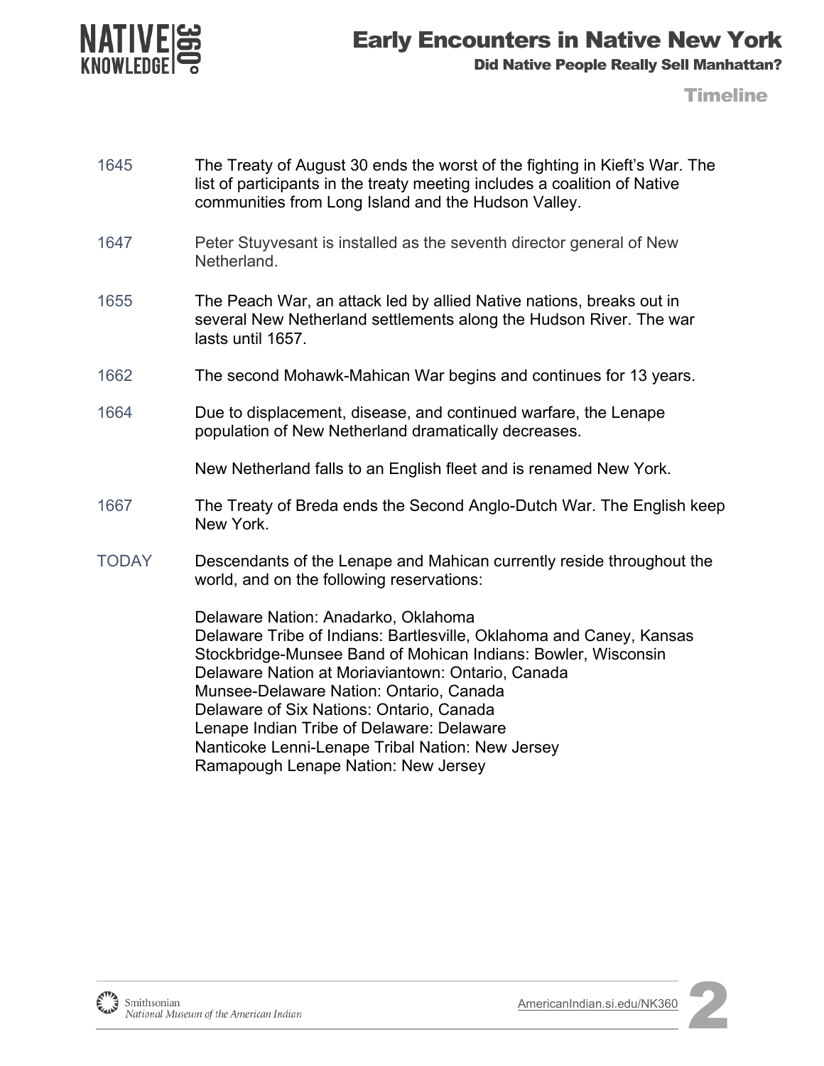# Early Encounters in Native New York

**Did Native People Really Sell Manhattan?**

## Timeline

1645 — The Treaty of August 30 ends the worst of the fighting in Kieft's War. The list of participants in the treaty meeting includes a coalition of Native communities from Long Island and the Hudson Valley.

1647 — Peter Stuyvesant is installed as the seventh director general of New Netherland.

1655 — The Peach War, an attack led by allied Native nations, breaks out in several New Netherland settlements along the Hudson River. The war lasts until 1657.

1662 — The second Mohawk-Mahican War begins and continues for 13 years.

1664 — Due to displacement, disease, and continued warfare, the Lenape population of New Netherland dramatically decreases.

New Netherland falls to an English fleet and is renamed New York.

1667 — The Treaty of Breda ends the Second Anglo-Dutch War. The English keep New York.

TODAY — Descendants of the Lenape and Mahican currently reside throughout the world, and on the following reservations:

Delaware Nation: Anadarko, Oklahoma  
Delaware Tribe of Indians: Bartlesville, Oklahoma and Caney, Kansas  
Stockbridge-Munsee Band of Mohican Indians: Bowler, Wisconsin  
Delaware Nation at Moriaviantown: Ontario, Canada  
Munsee-Delaware Nation: Ontario, Canada  
Delaware of Six Nations: Ontario, Canada  
Lenape Indian Tribe of Delaware: Delaware  
Nanticoke Lenni-Lenape Tribal Nation: New Jersey  
Ramapough Lenape Nation: New Jersey